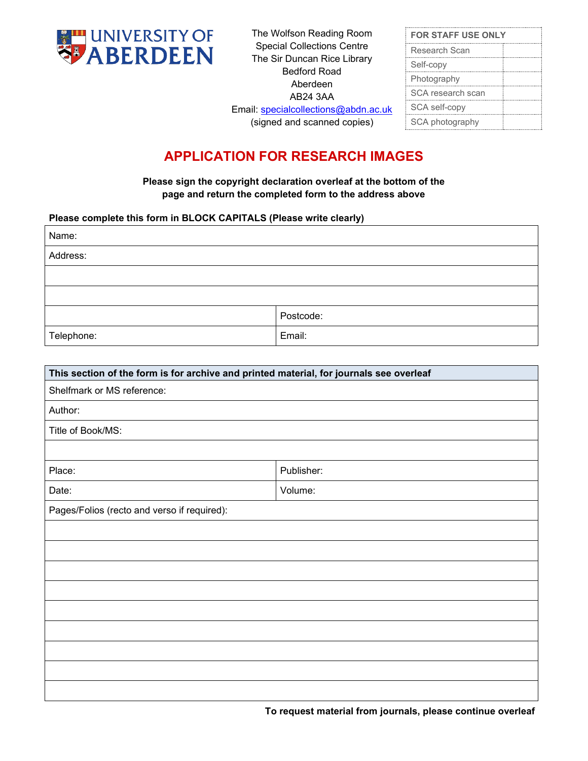UNIVERSITY OF ABERDEEN

The Wolfson Reading Room
Special Collections Centre
The Sir Duncan Rice Library
Bedford Road
Aberdeen
AB24 3AA
Email: specialcollections@abdn.ac.uk
(signed and scanned copies)

| FOR STAFF USE ONLY | |
|---|---|
| Research Scan | |
| Self-copy | |
| Photography | |
| SCA research scan | |
| SCA self-copy | |
| SCA photography | |

# APPLICATION FOR RESEARCH IMAGES

**Please sign the copyright declaration overleaf at the bottom of the page and return the completed form to the address above**

**Please complete this form in BLOCK CAPITALS (Please write clearly)**

| Name: | |
|---|---|
| Address: | |
| | |
| | |
| | Postcode: |
| Telephone: | Email: |

| **This section of the form is for archive and printed material, for journals see overleaf** | |
|---|---|
| Shelfmark or MS reference: | |
| Author: | |
| Title of Book/MS: | |
| | |
| Place: | Publisher: |
| Date: | Volume: |
| Pages/Folios (recto and verso if required): | |
| | |
| | |
| | |
| | |
| | |
| | |
| | |
| | |
| | |

**To request material from journals, please continue overleaf**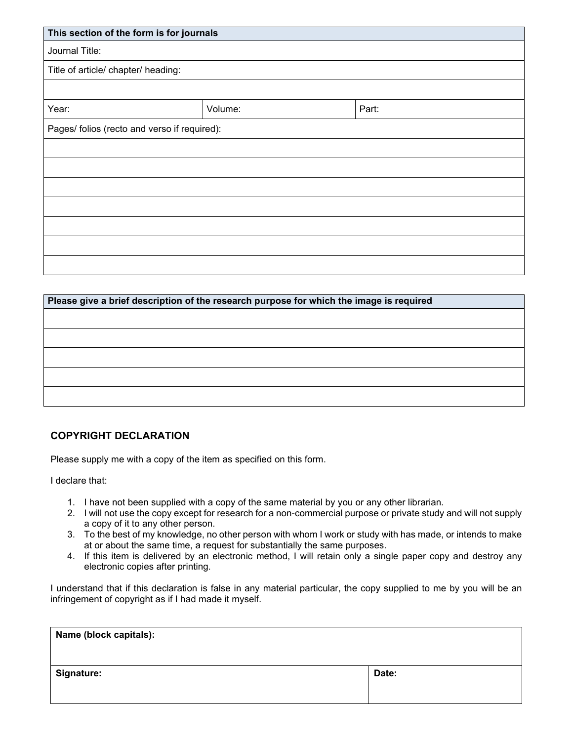| This section of the form is for journals | | |
|---|---|---|
| Journal Title: | | |
| Title of article/ chapter/ heading: | | |
| | | |
| Year: | Volume: | Part: |
| Pages/ folios (recto and verso if required): | | |
| | | |
| | | |
| | | |
| | | |
| | | |
| | | |
| | | |

| Please give a brief description of the research purpose for which the image is required |
|---|
| |
| |
| |
| |
| |

### COPYRIGHT DECLARATION

Please supply me with a copy of the item as specified on this form.

I declare that:

1. I have not been supplied with a copy of the same material by you or any other librarian.
2. I will not use the copy except for research for a non-commercial purpose or private study and will not supply a copy of it to any other person.
3. To the best of my knowledge, no other person with whom I work or study with has made, or intends to make at or about the same time, a request for substantially the same purposes.
4. If this item is delivered by an electronic method, I will retain only a single paper copy and destroy any electronic copies after printing.

I understand that if this declaration is false in any material particular, the copy supplied to me by you will be an infringement of copyright as if I had made it myself.

| **Name (block capitals):** | |
|---|---|
| **Signature:** | **Date:** |